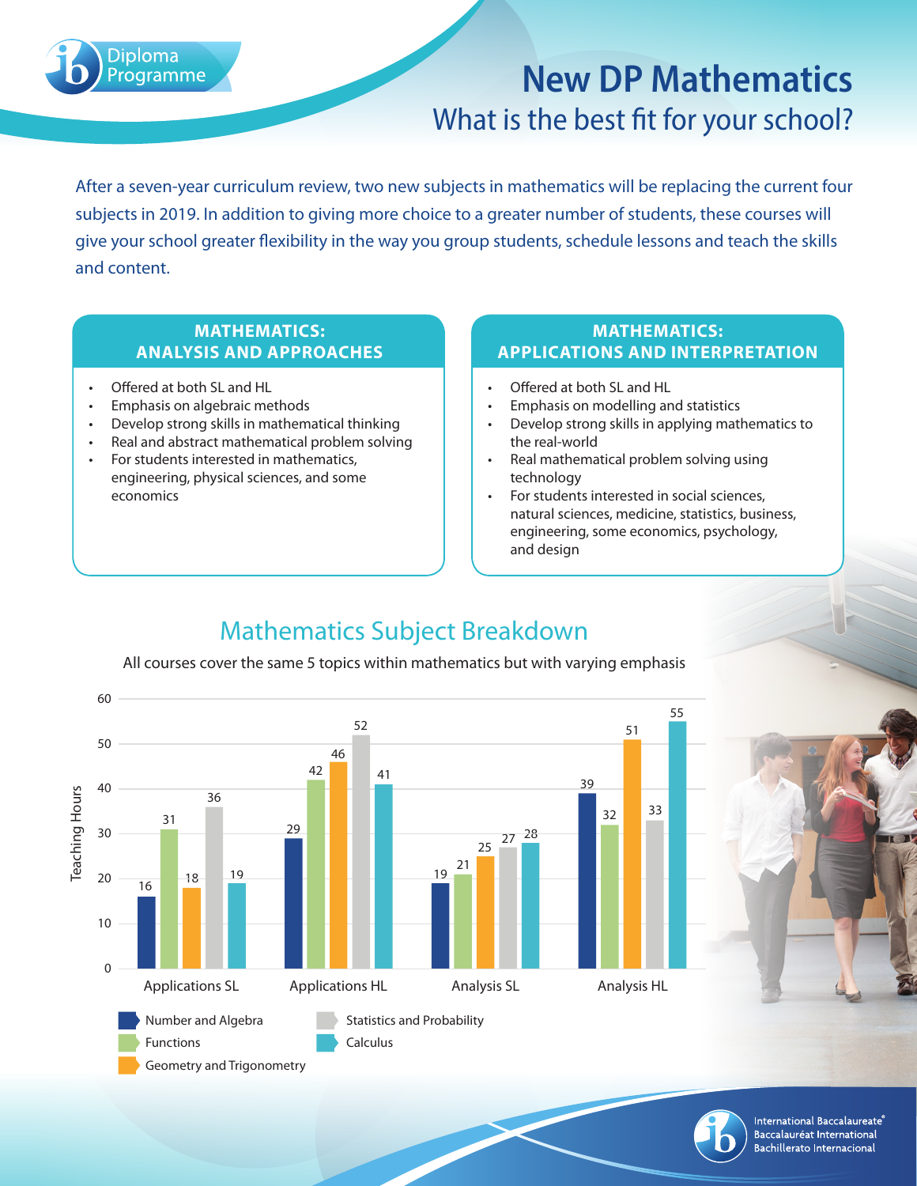# New DP Mathematics

## What is the best fit for your school?

After a seven-year curriculum review, two new subjects in mathematics will be replacing the current four subjects in 2019. In addition to giving more choice to a greater number of students, these courses will give your school greater flexibility in the way you group students, schedule lessons and teach the skills and content.

### MATHEMATICS: ANALYSIS AND APPROACHES

- Offered at both SL and HL
- Emphasis on algebraic methods
- Develop strong skills in mathematical thinking
- Real and abstract mathematical problem solving
- For students interested in mathematics, engineering, physical sciences, and some economics

### MATHEMATICS: APPLICATIONS AND INTERPRETATION

- Offered at both SL and HL
- Emphasis on modelling and statistics
- Develop strong skills in applying mathematics to the real-world
- Real mathematical problem solving using technology
- For students interested in social sciences, natural sciences, medicine, statistics, business, engineering, some economics, psychology, and design

## Mathematics Subject Breakdown

All courses cover the same 5 topics within mathematics but with varying emphasis

Teaching Hours:

| Topic | Applications SL | Applications HL | Analysis SL | Analysis HL |
| --- | --- | --- | --- | --- |
| Number and Algebra | 16 | 29 | 19 | 39 |
| Functions | 31 | 42 | 21 | 32 |
| Geometry and Trigonometry | 18 | 46 | 25 | 51 |
| Statistics and Probability | 36 | 52 | 27 | 33 |
| Calculus | 19 | 41 | 28 | 55 |

International Baccalaureate®
Baccalauréat International
Bachillerato Internacional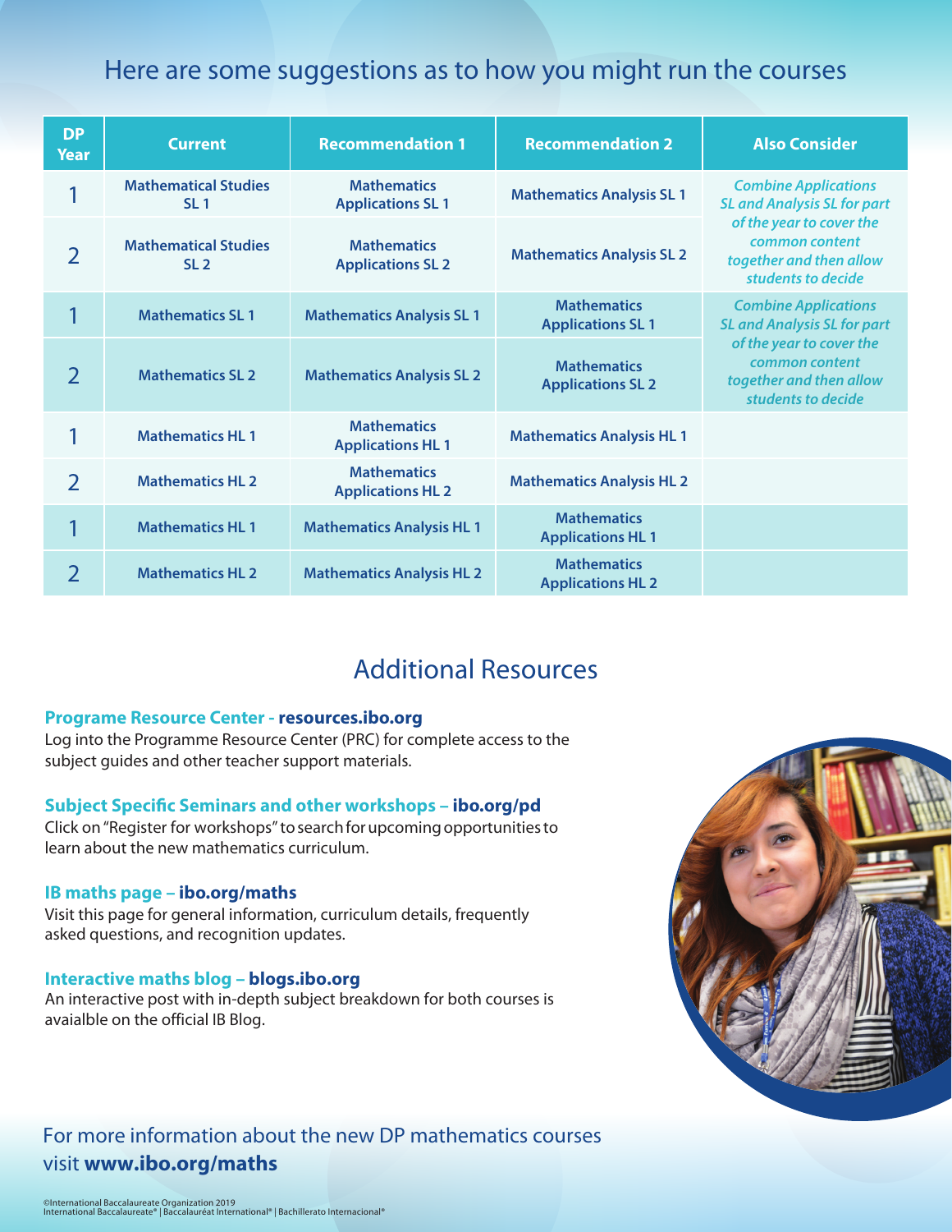## Here are some suggestions as to how you might run the courses

| DP Year | Current | Recommendation 1 | Recommendation 2 | Also Consider |
|---|---|---|---|---|
| 1 | **Mathematical Studies SL 1** | **Mathematics Applications SL 1** | **Mathematics Analysis SL 1** | *Combine Applications SL and Analysis SL for part of the year to cover the common content together and then allow students to decide* |
| 2 | **Mathematical Studies SL 2** | **Mathematics Applications SL 2** | **Mathematics Analysis SL 2** | |
| 1 | **Mathematics SL 1** | **Mathematics Analysis SL 1** | **Mathematics Applications SL 1** | *Combine Applications SL and Analysis SL for part of the year to cover the common content together and then allow students to decide* |
| 2 | **Mathematics SL 2** | **Mathematics Analysis SL 2** | **Mathematics Applications SL 2** | |
| 1 | **Mathematics HL 1** | **Mathematics Applications HL 1** | **Mathematics Analysis HL 1** | |
| 2 | **Mathematics HL 2** | **Mathematics Applications HL 2** | **Mathematics Analysis HL 2** | |
| 1 | **Mathematics HL 1** | **Mathematics Analysis HL 1** | **Mathematics Applications HL 1** | |
| 2 | **Mathematics HL 2** | **Mathematics Analysis HL 2** | **Mathematics Applications HL 2** | |

## Additional Resources

**Programe Resource Center - resources.ibo.org**
Log into the Programme Resource Center (PRC) for complete access to the subject guides and other teacher support materials.

**Subject Specific Seminars and other workshops – ibo.org/pd**
Click on "Register for workshops" to search for upcoming opportunities to learn about the new mathematics curriculum.

**IB maths page – ibo.org/maths**
Visit this page for general information, curriculum details, frequently asked questions, and recognition updates.

**Interactive maths blog – blogs.ibo.org**
An interactive post with in-depth subject breakdown for both courses is avaialble on the official IB Blog.

For more information about the new DP mathematics courses visit **www.ibo.org/maths**

©International Baccalaureate Organization 2019
International Baccalaureate® | Baccalauréat International® | Bachillerato Internacional®